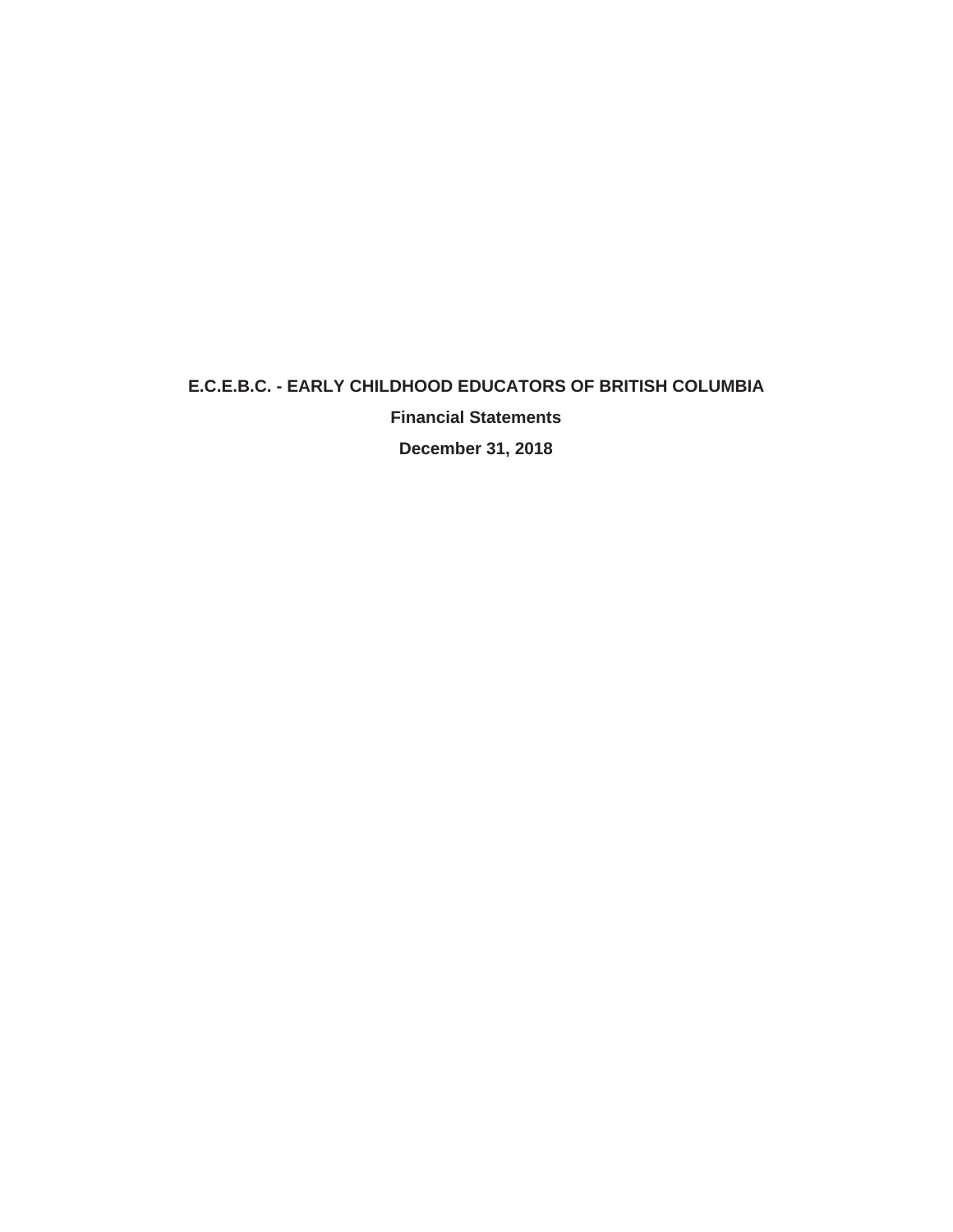# E.C.E.B.C. - EARLY CHILDHOOD EDUCATORS OF BRITISH COLUMBIA

**Financial Statements**

**December 31, 2018**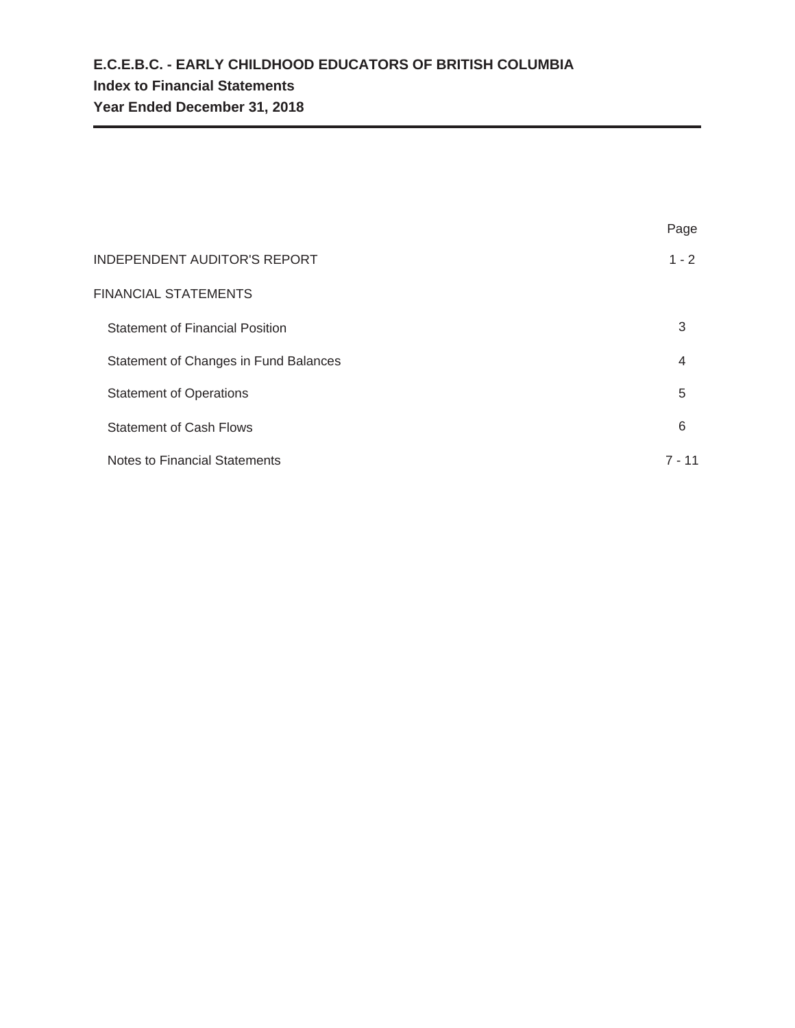# E.C.E.B.C. - EARLY CHILDHOOD EDUCATORS OF BRITISH COLUMBIA

## Index to Financial Statements

## Year Ended December 31, 2018

| | Page |
|---|---|
| INDEPENDENT AUDITOR'S REPORT | 1 - 2 |
| FINANCIAL STATEMENTS | |
| Statement of Financial Position | 3 |
| Statement of Changes in Fund Balances | 4 |
| Statement of Operations | 5 |
| Statement of Cash Flows | 6 |
| Notes to Financial Statements | 7 - 11 |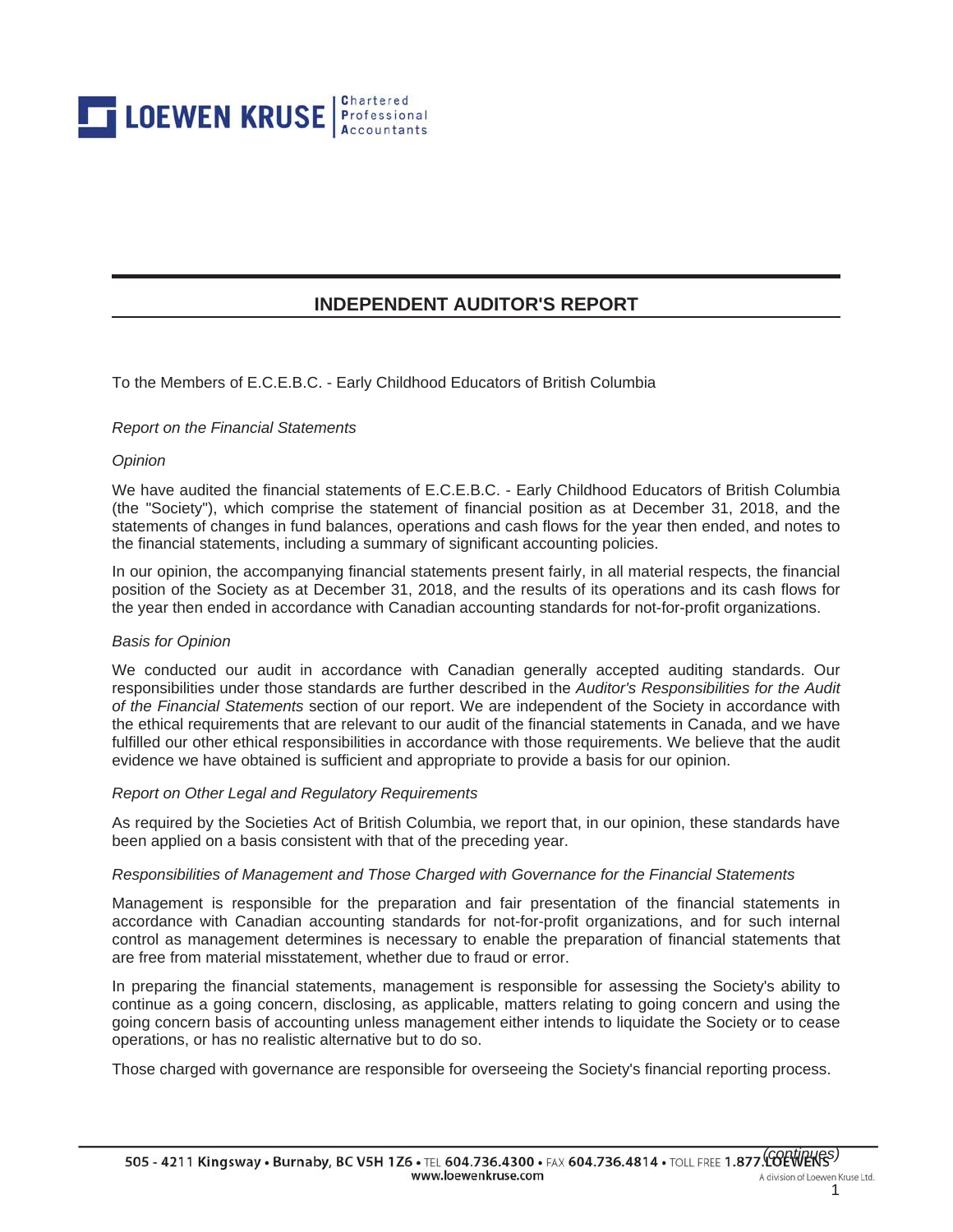# INDEPENDENT AUDITOR'S REPORT

To the Members of E.C.E.B.C. - Early Childhood Educators of British Columbia

*Report on the Financial Statements*

*Opinion*

We have audited the financial statements of E.C.E.B.C. - Early Childhood Educators of British Columbia (the "Society"), which comprise the statement of financial position as at December 31, 2018, and the statements of changes in fund balances, operations and cash flows for the year then ended, and notes to the financial statements, including a summary of significant accounting policies.

In our opinion, the accompanying financial statements present fairly, in all material respects, the financial position of the Society as at December 31, 2018, and the results of its operations and its cash flows for the year then ended in accordance with Canadian accounting standards for not-for-profit organizations.

*Basis for Opinion*

We conducted our audit in accordance with Canadian generally accepted auditing standards. Our responsibilities under those standards are further described in the *Auditor's Responsibilities for the Audit of the Financial Statements* section of our report. We are independent of the Society in accordance with the ethical requirements that are relevant to our audit of the financial statements in Canada, and we have fulfilled our other ethical responsibilities in accordance with those requirements. We believe that the audit evidence we have obtained is sufficient and appropriate to provide a basis for our opinion.

*Report on Other Legal and Regulatory Requirements*

As required by the Societies Act of British Columbia, we report that, in our opinion, these standards have been applied on a basis consistent with that of the preceding year.

*Responsibilities of Management and Those Charged with Governance for the Financial Statements*

Management is responsible for the preparation and fair presentation of the financial statements in accordance with Canadian accounting standards for not-for-profit organizations, and for such internal control as management determines is necessary to enable the preparation of financial statements that are free from material misstatement, whether due to fraud or error.

In preparing the financial statements, management is responsible for assessing the Society's ability to continue as a going concern, disclosing, as applicable, matters relating to going concern and using the going concern basis of accounting unless management either intends to liquidate the Society or to cease operations, or has no realistic alternative but to do so.

Those charged with governance are responsible for overseeing the Society's financial reporting process.

*(continues)*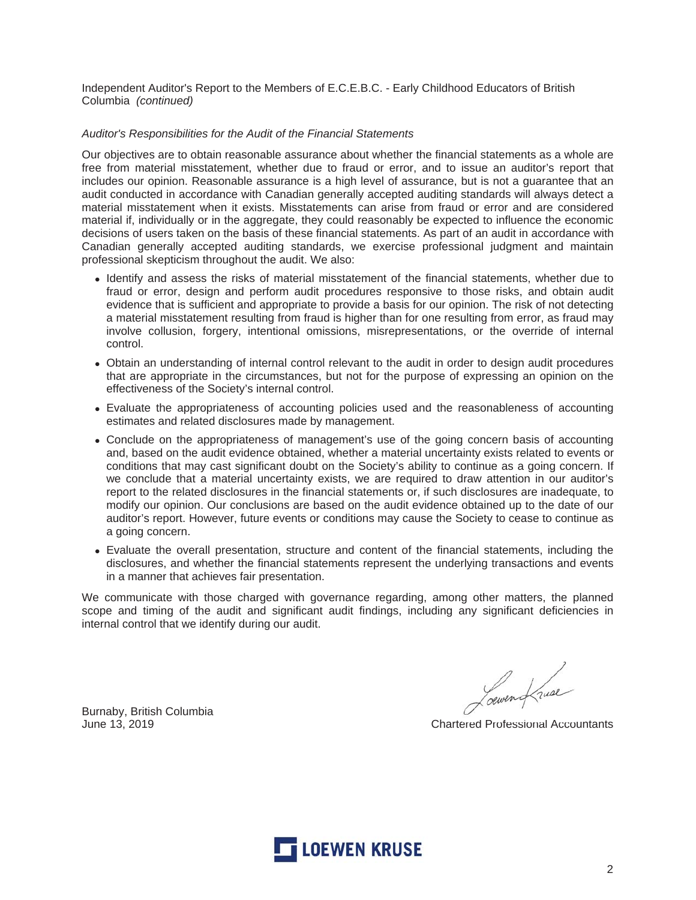Independent Auditor's Report to the Members of E.C.E.B.C. - Early Childhood Educators of British Columbia *(continued)*

*Auditor's Responsibilities for the Audit of the Financial Statements*

Our objectives are to obtain reasonable assurance about whether the financial statements as a whole are free from material misstatement, whether due to fraud or error, and to issue an auditor's report that includes our opinion. Reasonable assurance is a high level of assurance, but is not a guarantee that an audit conducted in accordance with Canadian generally accepted auditing standards will always detect a material misstatement when it exists. Misstatements can arise from fraud or error and are considered material if, individually or in the aggregate, they could reasonably be expected to influence the economic decisions of users taken on the basis of these financial statements. As part of an audit in accordance with Canadian generally accepted auditing standards, we exercise professional judgment and maintain professional skepticism throughout the audit. We also:

- Identify and assess the risks of material misstatement of the financial statements, whether due to fraud or error, design and perform audit procedures responsive to those risks, and obtain audit evidence that is sufficient and appropriate to provide a basis for our opinion. The risk of not detecting a material misstatement resulting from fraud is higher than for one resulting from error, as fraud may involve collusion, forgery, intentional omissions, misrepresentations, or the override of internal control.
- Obtain an understanding of internal control relevant to the audit in order to design audit procedures that are appropriate in the circumstances, but not for the purpose of expressing an opinion on the effectiveness of the Society's internal control.
- Evaluate the appropriateness of accounting policies used and the reasonableness of accounting estimates and related disclosures made by management.
- Conclude on the appropriateness of management's use of the going concern basis of accounting and, based on the audit evidence obtained, whether a material uncertainty exists related to events or conditions that may cast significant doubt on the Society's ability to continue as a going concern. If we conclude that a material uncertainty exists, we are required to draw attention in our auditor's report to the related disclosures in the financial statements or, if such disclosures are inadequate, to modify our opinion. Our conclusions are based on the audit evidence obtained up to the date of our auditor's report. However, future events or conditions may cause the Society to cease to continue as a going concern.
- Evaluate the overall presentation, structure and content of the financial statements, including the disclosures, and whether the financial statements represent the underlying transactions and events in a manner that achieves fair presentation.

We communicate with those charged with governance regarding, among other matters, the planned scope and timing of the audit and significant audit findings, including any significant deficiencies in internal control that we identify during our audit.

Burnaby, British Columbia
June 13, 2019

Loewen Kruse
Chartered Professional Accountants

LOEWEN KRUSE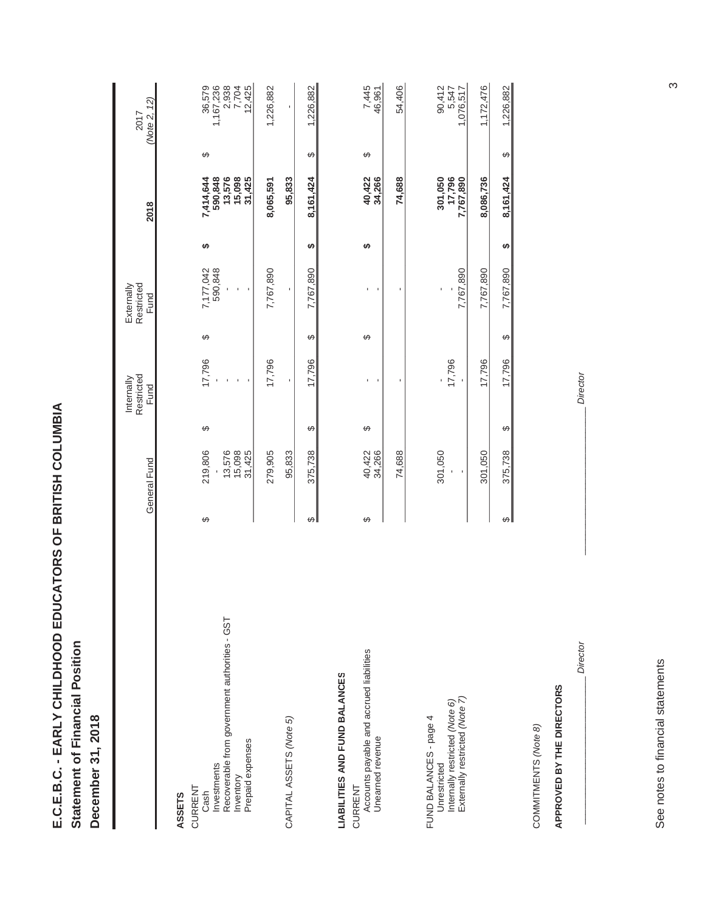# E.C.E.B.C. - EARLY CHILDHOOD EDUCATORS OF BRITISH COLUMBIA

## Statement of Financial Position

## December 31, 2018

| | General Fund | Internally Restricted Fund | Externally Restricted Fund | 2018 | 2017 *(Note 2, 12)* |
|---|---|---|---|---|---|
| **ASSETS** | | | | | |
| CURRENT | | | | | |
| Cash | $ 219,806 | $ 17,796 | $ 7,177,042 | **$ 7,414,644** | $ 36,579 |
| Investments | - | - | 590,848 | **590,848** | 1,167,236 |
| Recoverable from government authorities - GST | 13,576 | - | - | **13,576** | 2,938 |
| Inventory | 15,098 | - | - | **15,098** | 7,704 |
| Prepaid expenses | 31,425 | - | - | **31,425** | 12,425 |
| | 279,905 | 17,796 | 7,767,890 | **8,065,591** | 1,226,882 |
| CAPITAL ASSETS *(Note 5)* | 95,833 | - | - | **95,833** | - |
| | $ 375,738 | $ 17,796 | $ 7,767,890 | **$ 8,161,424** | $ 1,226,882 |
| **LIABILITIES AND FUND BALANCES** | | | | | |
| CURRENT | | | | | |
| Accounts payable and accrued liabilities | $ 40,422 | $ - | $ - | **$ 40,422** | $ 7,445 |
| Unearned revenue | 34,266 | - | - | **34,266** | 46,961 |
| | 74,688 | - | - | **74,688** | 54,406 |
| FUND BALANCES - page 4 | | | | | |
| Unrestricted | 301,050 | - | - | **301,050** | 90,412 |
| Internally restricted *(Note 6)* | - | 17,796 | - | **17,796** | 5,547 |
| Externally restricted *(Note 7)* | - | - | 7,767,890 | **7,767,890** | 1,076,517 |
| | 301,050 | 17,796 | 7,767,890 | **8,086,736** | 1,172,476 |
| | $ 375,738 | $ 17,796 | $ 7,767,890 | **$ 8,161,424** | $ 1,226,882 |

COMMITMENTS *(Note 8)*

**APPROVED BY THE DIRECTORS**

_____________________________ *Director*

_____________________________ *Director*

See notes to financial statements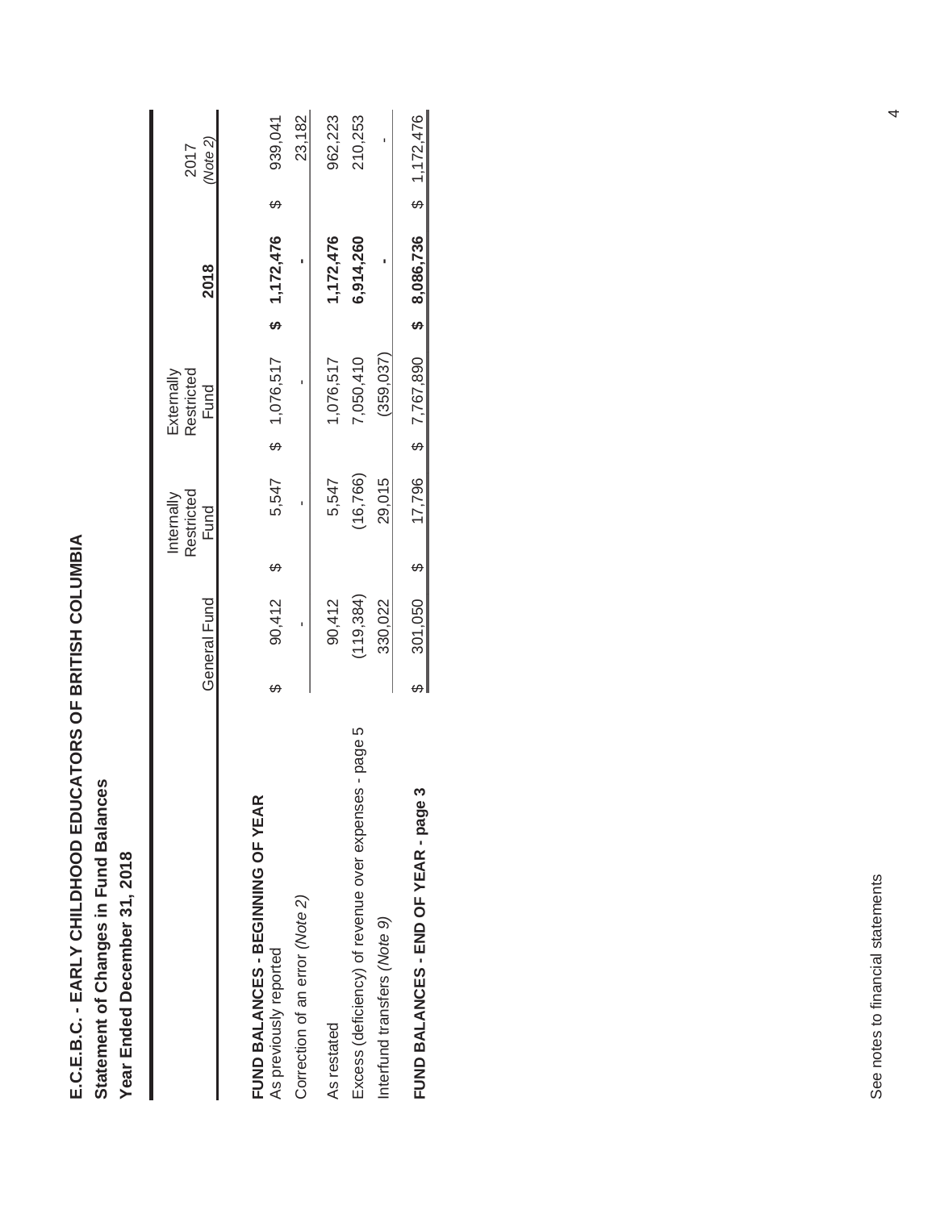# E.C.E.B.C. - EARLY CHILDHOOD EDUCATORS OF BRITISH COLUMBIA

## Statement of Changes in Fund Balances

### Year Ended December 31, 2018

| | General Fund | Internally Restricted Fund | Externally Restricted Fund | 2018 | 2017 *(Note 2)* |
|---|---|---|---|---|---|
| **FUND BALANCES - BEGINNING OF YEAR** | | | | | |
| As previously reported | $ 90,412 | $ 5,547 | $ 1,076,517 | **$ 1,172,476** | $ 939,041 |
| Correction of an error *(Note 2)* | - | - | - | **-** | 23,182 |
| As restated | 90,412 | 5,547 | 1,076,517 | **1,172,476** | 962,223 |
| Excess (deficiency) of revenue over expenses - page 5 | (119,384) | (16,766) | 7,050,410 | **6,914,260** | 210,253 |
| Interfund transfers *(Note 9)* | 330,022 | 29,015 | (359,037) | **-** | - |
| **FUND BALANCES - END OF YEAR - page 3** | $ 301,050 | $ 17,796 | $ 7,767,890 | **$ 8,086,736** | $ 1,172,476 |

See notes to financial statements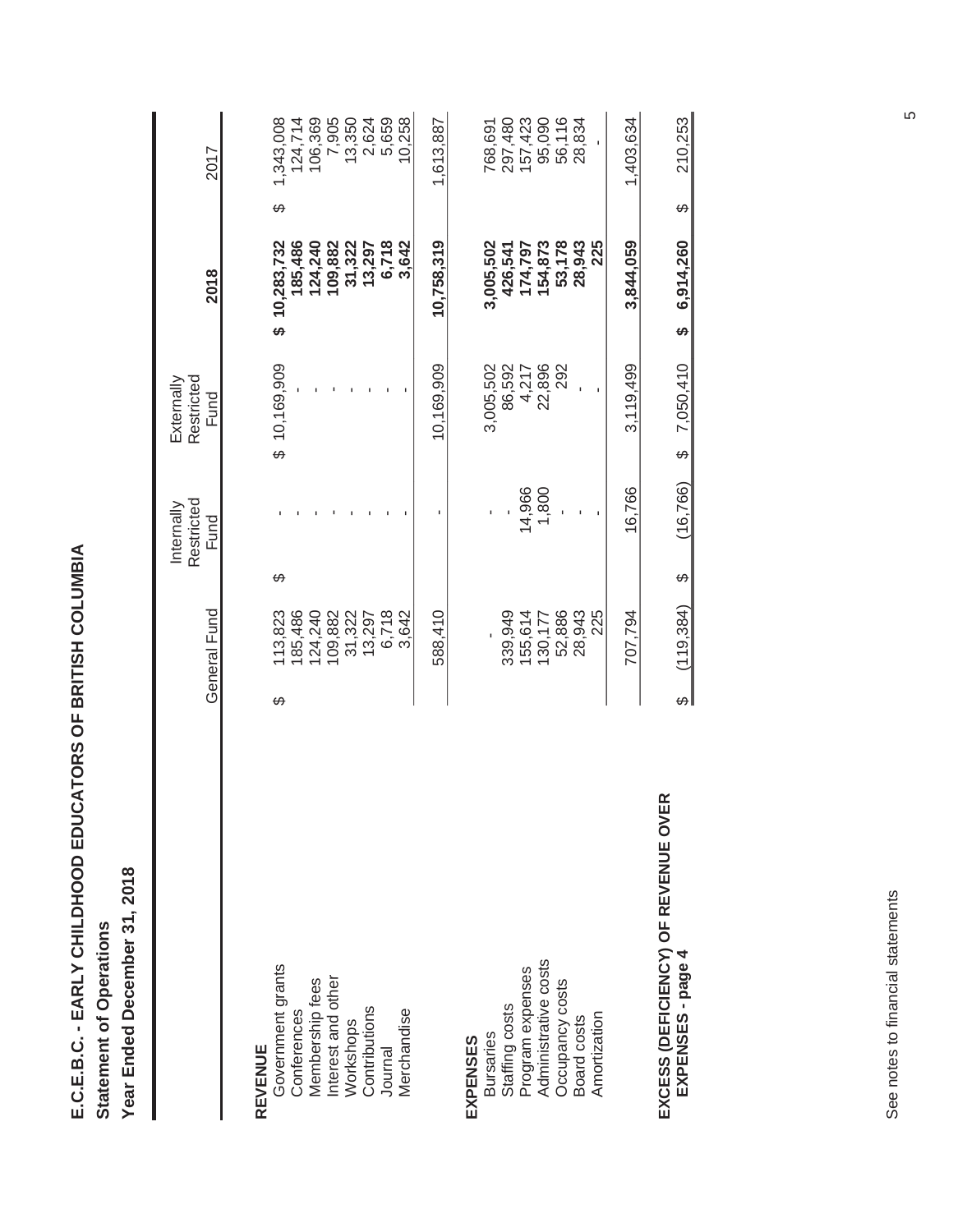# E.C.E.B.C. - EARLY CHILDHOOD EDUCATORS OF BRITISH COLUMBIA

## Statement of Operations

## Year Ended December 31, 2018

| | General Fund | Internally Restricted Fund | Externally Restricted Fund | 2018 | 2017 |
|---|---|---|---|---|---|
| **REVENUE** | | | | | |
| Government grants | $ 113,823 | $ - | $ 10,169,909 | **$ 10,283,732** | $ 1,343,008 |
| Conferences | 185,486 | - | - | **185,486** | 124,714 |
| Membership fees | 124,240 | - | - | **124,240** | 106,369 |
| Interest and other | 109,882 | - | - | **109,882** | 7,905 |
| Workshops | 31,322 | - | - | **31,322** | 13,350 |
| Contributions | 13,297 | - | - | **13,297** | 2,624 |
| Journal | 6,718 | - | - | **6,718** | 5,659 |
| Merchandise | 3,642 | - | - | **3,642** | 10,258 |
| | 588,410 | - | 10,169,909 | **10,758,319** | 1,613,887 |
| **EXPENSES** | | | | | |
| Bursaries | - | - | 3,005,502 | **3,005,502** | 768,691 |
| Staffing costs | 339,949 | - | 86,592 | **426,541** | 297,480 |
| Program expenses | 155,614 | 14,966 | 4,217 | **174,797** | 157,423 |
| Administrative costs | 130,177 | 1,800 | 22,896 | **154,873** | 95,090 |
| Occupancy costs | 52,886 | - | 292 | **53,178** | 56,116 |
| Board costs | 28,943 | - | - | **28,943** | 28,834 |
| Amortization | 225 | - | - | **225** | - |
| | 707,794 | 16,766 | 3,119,499 | **3,844,059** | 1,403,634 |
| **EXCESS (DEFICIENCY) OF REVENUE OVER EXPENSES - page 4** | $ (119,384) | $ (16,766) | $ 7,050,410 | **$ 6,914,260** | $ 210,253 |

See notes to financial statements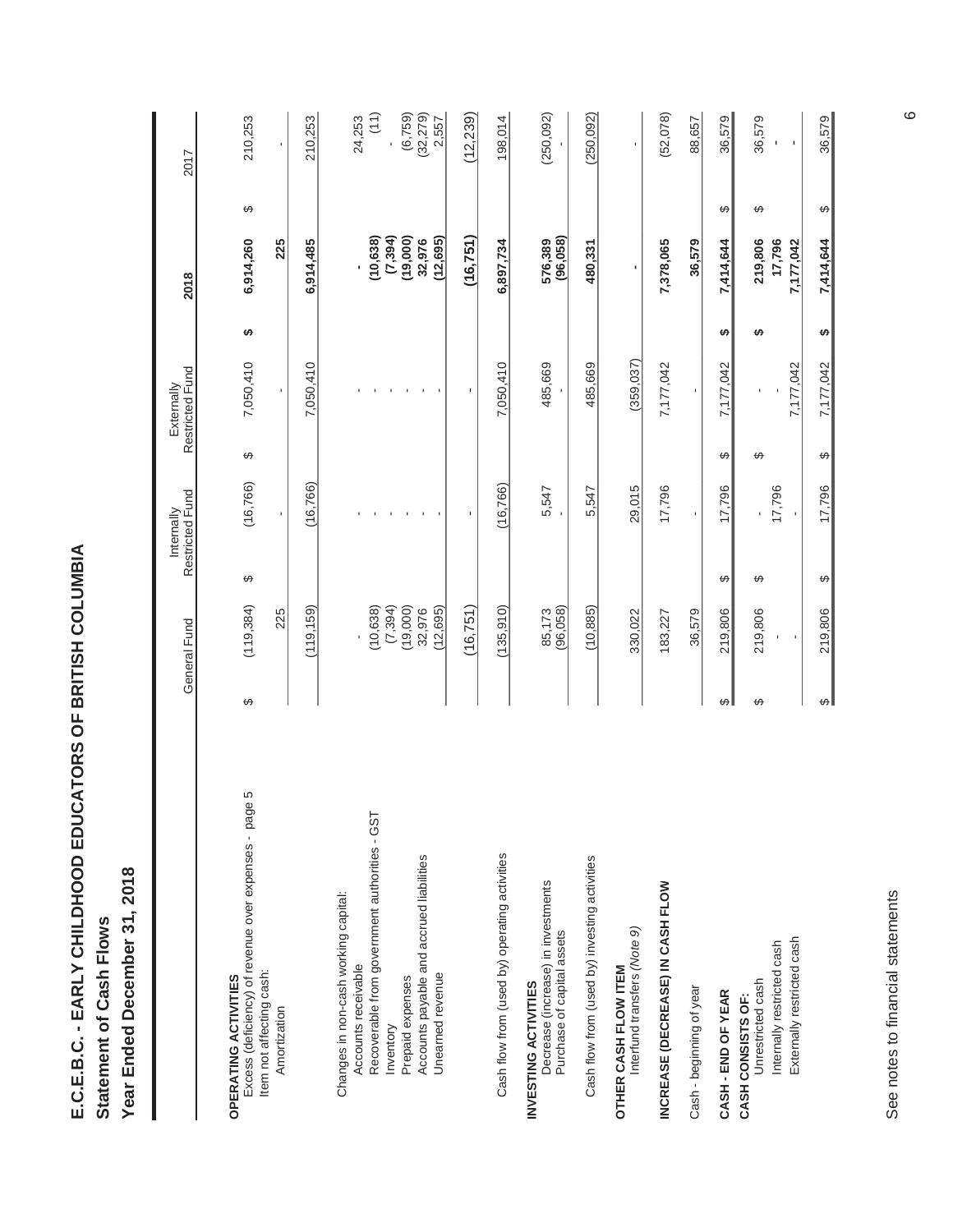# E.C.E.B.C. - EARLY CHILDHOOD EDUCATORS OF BRITISH COLUMBIA

## Statement of Cash Flows

## Year Ended December 31, 2018

| | General Fund | Internally Restricted Fund | Externally Restricted Fund | 2018 | 2017 |
|---|---|---|---|---|---|
| **OPERATING ACTIVITIES** | | | | | |
| Excess (deficiency) of revenue over expenses - page 5 | $ (119,384) | $ (16,766) | $ 7,050,410 | $ **6,914,260** | $ 210,253 |
| Item not affecting cash: | | | | | |
| Amortization | 225 | - | - | **225** | - |
| | (119,159) | (16,766) | 7,050,410 | **6,914,485** | 210,253 |
| Changes in non-cash working capital: | | | | | |
| Accounts receivable | - | - | - | **-** | 24,253 |
| Recoverable from government authorities - GST | (10,638) | - | - | **(10,638)** | (11) |
| Inventory | (7,394) | - | - | **(7,394)** | - |
| Prepaid expenses | (19,000) | - | - | **(19,000)** | (6,759) |
| Accounts payable and accrued liabilities | 32,976 | - | - | **32,976** | (32,279) |
| Unearned revenue | (12,695) | - | - | **(12,695)** | 2,557 |
| | (16,751) | - | - | **(16,751)** | (12,239) |
| Cash flow from (used by) operating activities | (135,910) | (16,766) | 7,050,410 | **6,897,734** | 198,014 |
| **INVESTING ACTIVITIES** | | | | | |
| Decrease (increase) in investments | 85,173 | 5,547 | 485,669 | **576,389** | (250,092) |
| Purchase of capital assets | (96,058) | - | - | **(96,058)** | - |
| Cash flow from (used by) investing activities | (10,885) | 5,547 | 485,669 | **480,331** | (250,092) |
| **OTHER CASH FLOW ITEM** | | | | | |
| Interfund transfers *(Note 9)* | 330,022 | 29,015 | (359,037) | **-** | - |
| **INCREASE (DECREASE) IN CASH FLOW** | 183,227 | 17,796 | 7,177,042 | **7,378,065** | (52,078) |
| Cash - beginning of year | 36,579 | - | - | **36,579** | 88,657 |
| **CASH - END OF YEAR** | $ 219,806 | $ 17,796 | $ 7,177,042 | $ **7,414,644** | $ 36,579 |
| **CASH CONSISTS OF:** | | | | | |
| Unrestricted cash | $ 219,806 | $ - | $ - | $ **219,806** | $ 36,579 |
| Internally restricted cash | - | 17,796 | - | **17,796** | - |
| Externally restricted cash | - | - | 7,177,042 | **7,177,042** | - |
| | $ 219,806 | $ 17,796 | $ 7,177,042 | $ **7,414,644** | $ 36,579 |

See notes to financial statements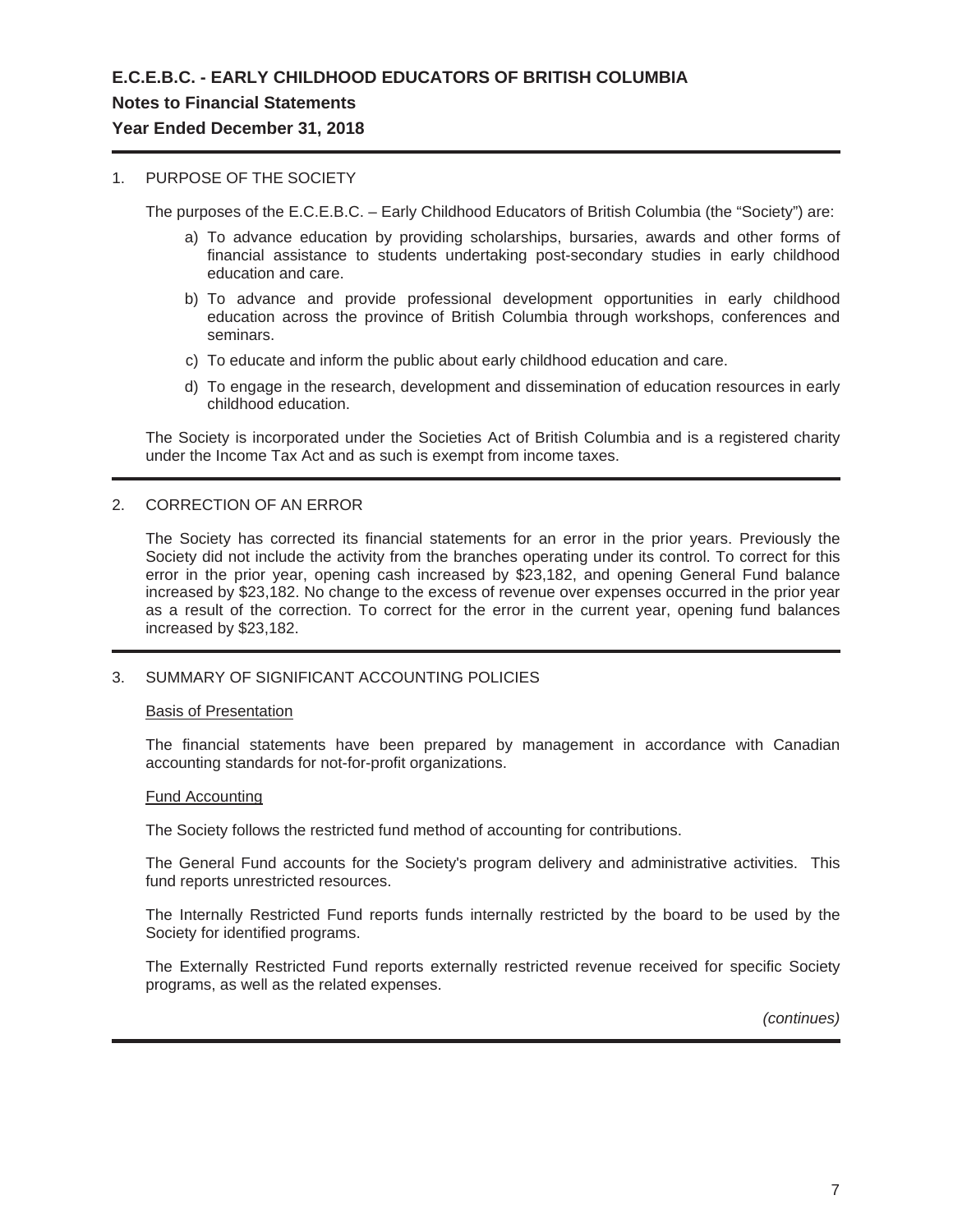# E.C.E.B.C. - EARLY CHILDHOOD EDUCATORS OF BRITISH COLUMBIA

## Notes to Financial Statements

### Year Ended December 31, 2018

1. PURPOSE OF THE SOCIETY

The purposes of the E.C.E.B.C. – Early Childhood Educators of British Columbia (the "Society") are:

a) To advance education by providing scholarships, bursaries, awards and other forms of financial assistance to students undertaking post-secondary studies in early childhood education and care.

b) To advance and provide professional development opportunities in early childhood education across the province of British Columbia through workshops, conferences and seminars.

c) To educate and inform the public about early childhood education and care.

d) To engage in the research, development and dissemination of education resources in early childhood education.

The Society is incorporated under the Societies Act of British Columbia and is a registered charity under the Income Tax Act and as such is exempt from income taxes.

2. CORRECTION OF AN ERROR

The Society has corrected its financial statements for an error in the prior years. Previously the Society did not include the activity from the branches operating under its control. To correct for this error in the prior year, opening cash increased by $23,182, and opening General Fund balance increased by $23,182. No change to the excess of revenue over expenses occurred in the prior year as a result of the correction. To correct for the error in the current year, opening fund balances increased by $23,182.

3. SUMMARY OF SIGNIFICANT ACCOUNTING POLICIES

Basis of Presentation

The financial statements have been prepared by management in accordance with Canadian accounting standards for not-for-profit organizations.

Fund Accounting

The Society follows the restricted fund method of accounting for contributions.

The General Fund accounts for the Society's program delivery and administrative activities. This fund reports unrestricted resources.

The Internally Restricted Fund reports funds internally restricted by the board to be used by the Society for identified programs.

The Externally Restricted Fund reports externally restricted revenue received for specific Society programs, as well as the related expenses.

*(continues)*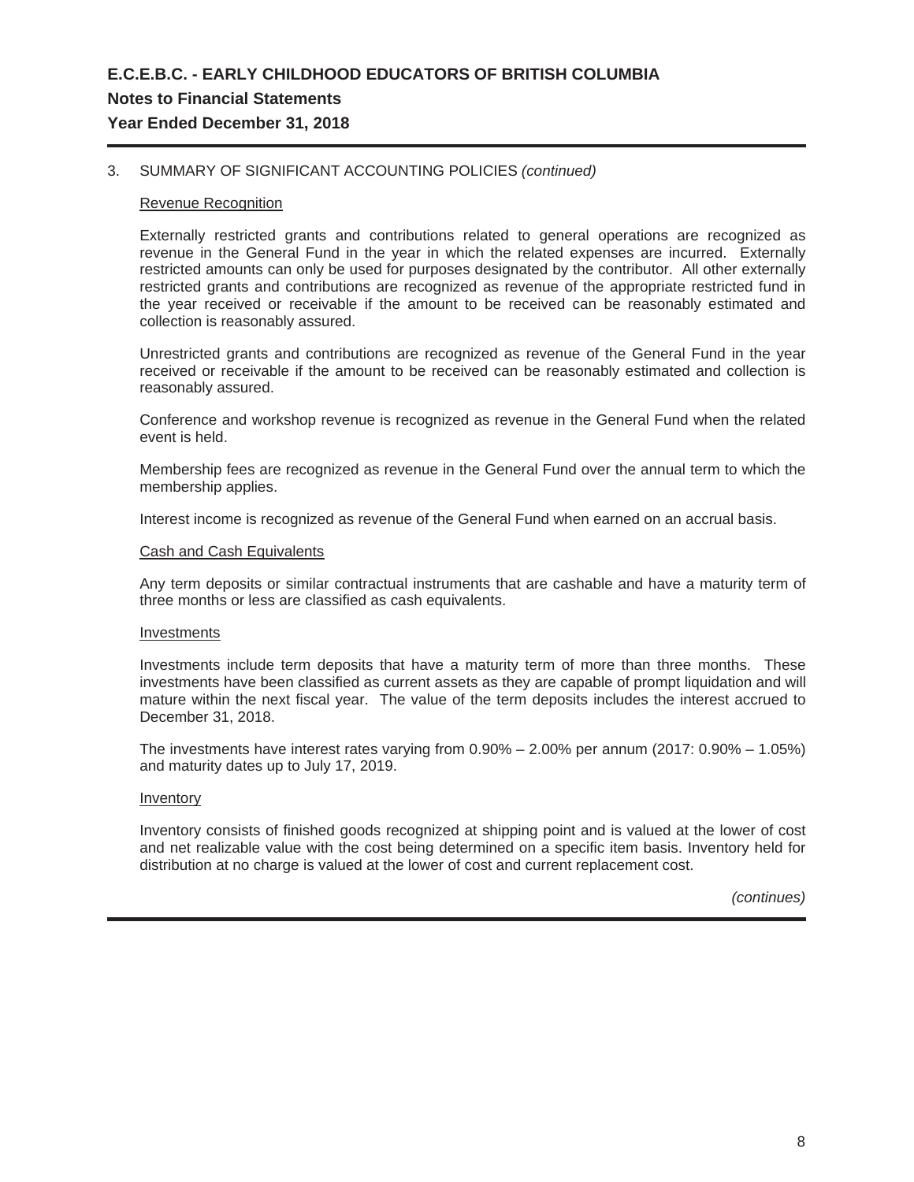# E.C.E.B.C. - EARLY CHILDHOOD EDUCATORS OF BRITISH COLUMBIA

## Notes to Financial Statements

## Year Ended December 31, 2018

3. SUMMARY OF SIGNIFICANT ACCOUNTING POLICIES *(continued)*

Revenue Recognition

Externally restricted grants and contributions related to general operations are recognized as revenue in the General Fund in the year in which the related expenses are incurred. Externally restricted amounts can only be used for purposes designated by the contributor. All other externally restricted grants and contributions are recognized as revenue of the appropriate restricted fund in the year received or receivable if the amount to be received can be reasonably estimated and collection is reasonably assured.

Unrestricted grants and contributions are recognized as revenue of the General Fund in the year received or receivable if the amount to be received can be reasonably estimated and collection is reasonably assured.

Conference and workshop revenue is recognized as revenue in the General Fund when the related event is held.

Membership fees are recognized as revenue in the General Fund over the annual term to which the membership applies.

Interest income is recognized as revenue of the General Fund when earned on an accrual basis.

Cash and Cash Equivalents

Any term deposits or similar contractual instruments that are cashable and have a maturity term of three months or less are classified as cash equivalents.

Investments

Investments include term deposits that have a maturity term of more than three months. These investments have been classified as current assets as they are capable of prompt liquidation and will mature within the next fiscal year. The value of the term deposits includes the interest accrued to December 31, 2018.

The investments have interest rates varying from 0.90% – 2.00% per annum (2017: 0.90% – 1.05%) and maturity dates up to July 17, 2019.

Inventory

Inventory consists of finished goods recognized at shipping point and is valued at the lower of cost and net realizable value with the cost being determined on a specific item basis. Inventory held for distribution at no charge is valued at the lower of cost and current replacement cost.

*(continues)*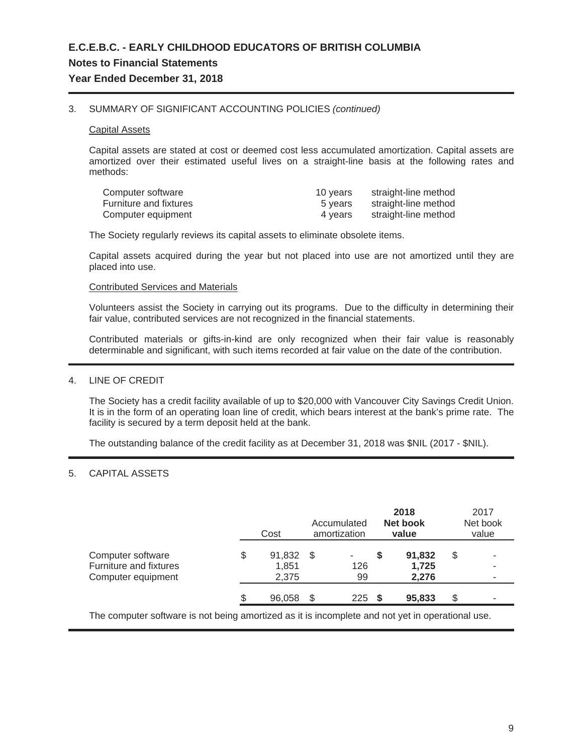# E.C.E.B.C. - EARLY CHILDHOOD EDUCATORS OF BRITISH COLUMBIA

## Notes to Financial Statements

### Year Ended December 31, 2018

3. SUMMARY OF SIGNIFICANT ACCOUNTING POLICIES *(continued)*

Capital Assets

Capital assets are stated at cost or deemed cost less accumulated amortization. Capital assets are amortized over their estimated useful lives on a straight-line basis at the following rates and methods:

| | | |
|---|---|---|
| Computer software | 10 years | straight-line method |
| Furniture and fixtures | 5 years | straight-line method |
| Computer equipment | 4 years | straight-line method |

The Society regularly reviews its capital assets to eliminate obsolete items.

Capital assets acquired during the year but not placed into use are not amortized until they are placed into use.

Contributed Services and Materials

Volunteers assist the Society in carrying out its programs. Due to the difficulty in determining their fair value, contributed services are not recognized in the financial statements.

Contributed materials or gifts-in-kind are only recognized when their fair value is reasonably determinable and significant, with such items recorded at fair value on the date of the contribution.

4. LINE OF CREDIT

The Society has a credit facility available of up to $20,000 with Vancouver City Savings Credit Union. It is in the form of an operating loan line of credit, which bears interest at the bank's prime rate. The facility is secured by a term deposit held at the bank.

The outstanding balance of the credit facility as at December 31, 2018 was $NIL (2017 - $NIL).

5. CAPITAL ASSETS

| | Cost | Accumulated amortization | **2018 Net book value** | 2017 Net book value |
|---|---|---|---|---|
| Computer software | $ 91,832 | $ - | **$ 91,832** | $ - |
| Furniture and fixtures | 1,851 | 126 | **1,725** | - |
| Computer equipment | 2,375 | 99 | **2,276** | - |
| | $ 96,058 | $ 225 | **$ 95,833** | $ - |

The computer software is not being amortized as it is incomplete and not yet in operational use.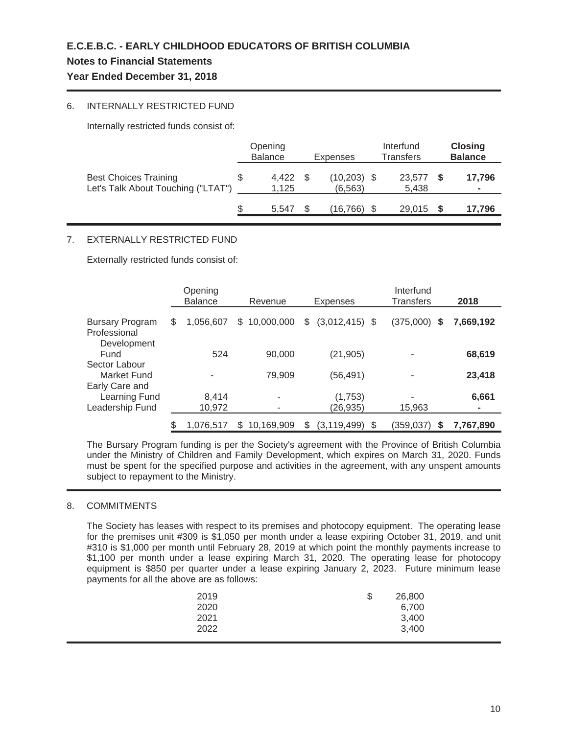## 6. INTERNALLY RESTRICTED FUND

Internally restricted funds consist of:

| | Opening Balance | Expenses | Interfund Transfers | **Closing Balance** |
|---|---|---|---|---|
| Best Choices Training | $ 4,422 | $ (10,203) | $ 23,577 | **$ 17,796** |
| Let's Talk About Touching ("LTAT") | 1,125 | (6,563) | 5,438 | **-** |
| | $ 5,547 | $ (16,766) | $ 29,015 | **$ 17,796** |

## 7. EXTERNALLY RESTRICTED FUND

Externally restricted funds consist of:

| | Opening Balance | Revenue | Expenses | Interfund Transfers | 2018 |
|---|---|---|---|---|---|
| Bursary Program | $ 1,056,607 | $ 10,000,000 | $ (3,012,415) | $ (375,000) | **$ 7,669,192** |
| Professional Development Fund | 524 | 90,000 | (21,905) | - | **68,619** |
| Sector Labour Market Fund | - | 79,909 | (56,491) | - | **23,418** |
| Early Care and Learning Fund | 8,414 | - | (1,753) | - | **6,661** |
| Leadership Fund | 10,972 | - | (26,935) | 15,963 | **-** |
| | $ 1,076,517 | $ 10,169,909 | $ (3,119,499) | $ (359,037) | **$ 7,767,890** |

The Bursary Program funding is per the Society's agreement with the Province of British Columbia under the Ministry of Children and Family Development, which expires on March 31, 2020. Funds must be spent for the specified purpose and activities in the agreement, with any unspent amounts subject to repayment to the Ministry.

## 8. COMMITMENTS

The Society has leases with respect to its premises and photocopy equipment. The operating lease for the premises unit #309 is $1,050 per month under a lease expiring October 31, 2019, and unit #310 is $1,000 per month until February 28, 2019 at which point the monthly payments increase to $1,100 per month under a lease expiring March 31, 2020. The operating lease for photocopy equipment is $850 per quarter under a lease expiring January 2, 2023. Future minimum lease payments for all the above are as follows:

| | |
|---|---|
| 2019 | $ 26,800 |
| 2020 | 6,700 |
| 2021 | 3,400 |
| 2022 | 3,400 |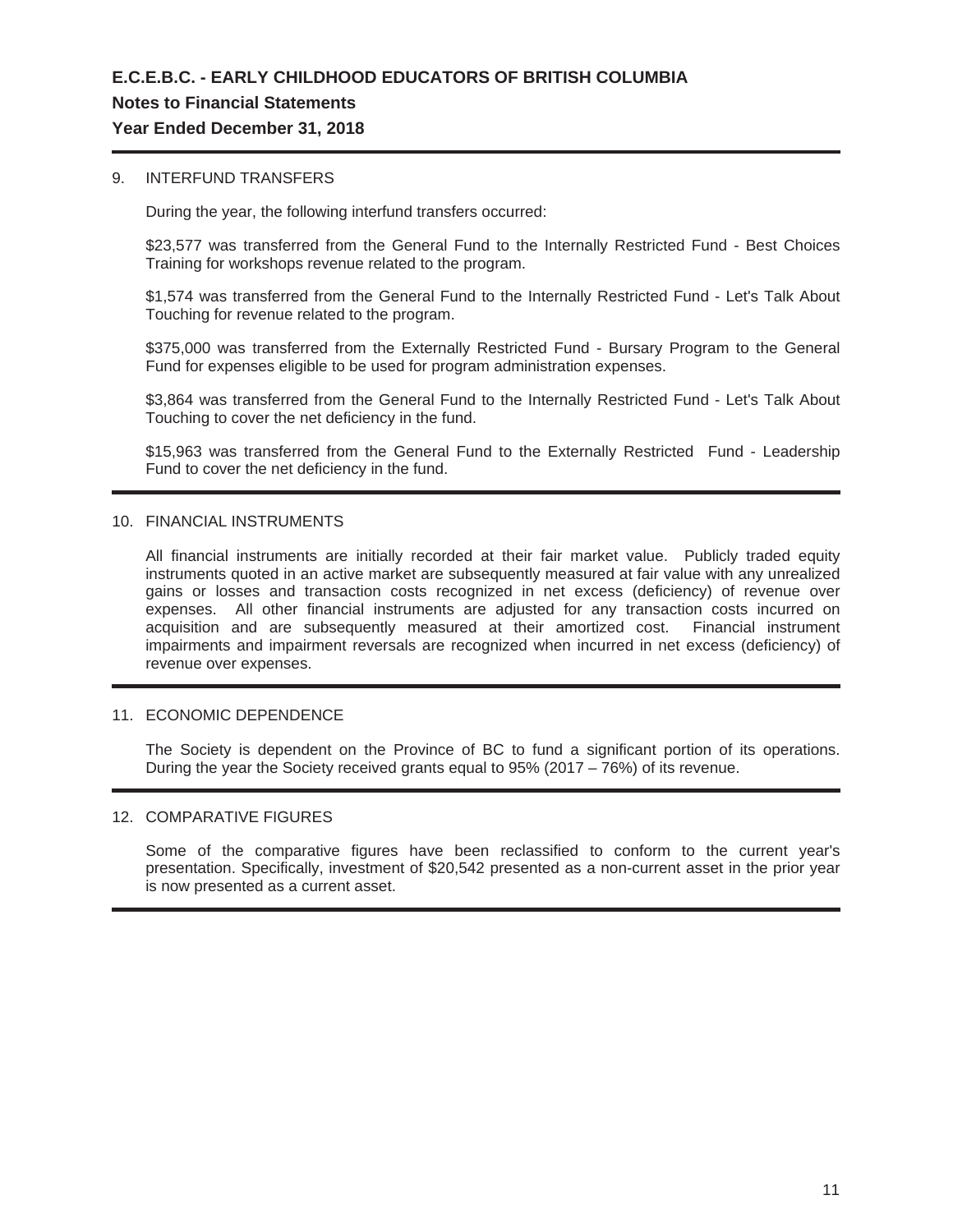# E.C.E.B.C. - EARLY CHILDHOOD EDUCATORS OF BRITISH COLUMBIA

## Notes to Financial Statements

## Year Ended December 31, 2018

### 9. INTERFUND TRANSFERS

During the year, the following interfund transfers occurred:

$23,577 was transferred from the General Fund to the Internally Restricted Fund - Best Choices Training for workshops revenue related to the program.

$1,574 was transferred from the General Fund to the Internally Restricted Fund - Let's Talk About Touching for revenue related to the program.

$375,000 was transferred from the Externally Restricted Fund - Bursary Program to the General Fund for expenses eligible to be used for program administration expenses.

$3,864 was transferred from the General Fund to the Internally Restricted Fund - Let's Talk About Touching to cover the net deficiency in the fund.

$15,963 was transferred from the General Fund to the Externally Restricted Fund - Leadership Fund to cover the net deficiency in the fund.

### 10. FINANCIAL INSTRUMENTS

All financial instruments are initially recorded at their fair market value. Publicly traded equity instruments quoted in an active market are subsequently measured at fair value with any unrealized gains or losses and transaction costs recognized in net excess (deficiency) of revenue over expenses. All other financial instruments are adjusted for any transaction costs incurred on acquisition and are subsequently measured at their amortized cost. Financial instrument impairments and impairment reversals are recognized when incurred in net excess (deficiency) of revenue over expenses.

### 11. ECONOMIC DEPENDENCE

The Society is dependent on the Province of BC to fund a significant portion of its operations. During the year the Society received grants equal to 95% (2017 – 76%) of its revenue.

### 12. COMPARATIVE FIGURES

Some of the comparative figures have been reclassified to conform to the current year's presentation. Specifically, investment of $20,542 presented as a non-current asset in the prior year is now presented as a current asset.